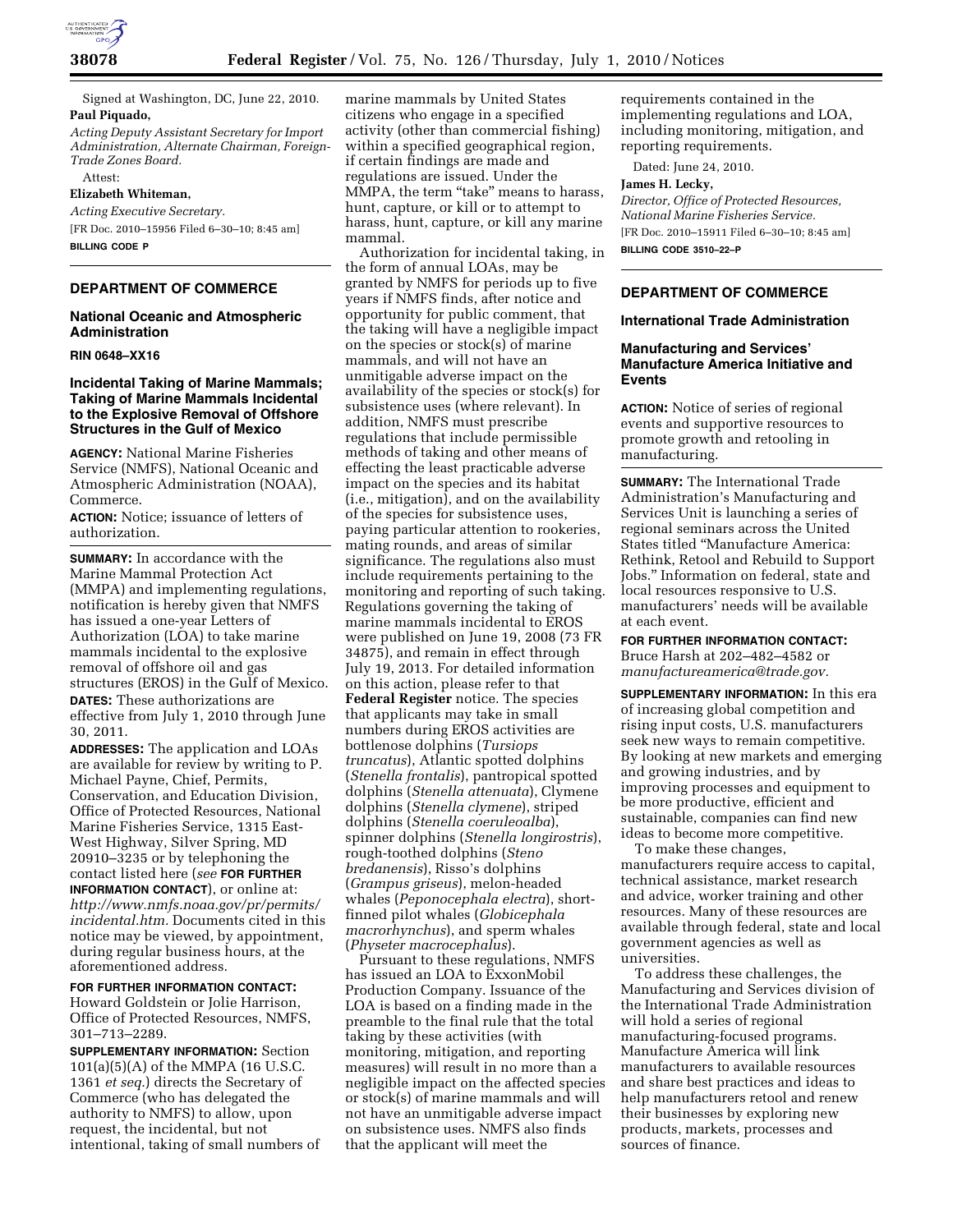Signed at Washington, DC, June 22, 2010.

**Paul Piquado,**

*Acting Deputy Assistant Secretary for Import Administration, Alternate Chairman, Foreign-Trade Zones Board.*

Attest:

**Elizabeth Whiteman,**

*Acting Executive Secretary.*

[FR Doc. 2010–15956 Filed 6–30–10; 8:45 am]

**BILLING CODE P**

---

## DEPARTMENT OF COMMERCE

### National Oceanic and Atmospheric Administration

**RIN 0648–XX16**

### Incidental Taking of Marine Mammals; Taking of Marine Mammals Incidental to the Explosive Removal of Offshore Structures in the Gulf of Mexico

**AGENCY:** National Marine Fisheries Service (NMFS), National Oceanic and Atmospheric Administration (NOAA), Commerce.

**ACTION:** Notice; issuance of letters of authorization.

**SUMMARY:** In accordance with the Marine Mammal Protection Act (MMPA) and implementing regulations, notification is hereby given that NMFS has issued a one-year Letters of Authorization (LOA) to take marine mammals incidental to the explosive removal of offshore oil and gas structures (EROS) in the Gulf of Mexico.

**DATES:** These authorizations are effective from July 1, 2010 through June 30, 2011.

**ADDRESSES:** The application and LOAs are available for review by writing to P. Michael Payne, Chief, Permits, Conservation, and Education Division, Office of Protected Resources, National Marine Fisheries Service, 1315 East-West Highway, Silver Spring, MD 20910–3235 or by telephoning the contact listed here (*see* **FOR FURTHER INFORMATION CONTACT**), or online at: *http://www.nmfs.noaa.gov/pr/permits/incidental.htm.* Documents cited in this notice may be viewed, by appointment, during regular business hours, at the aforementioned address.

**FOR FURTHER INFORMATION CONTACT:** Howard Goldstein or Jolie Harrison, Office of Protected Resources, NMFS, 301–713–2289.

**SUPPLEMENTARY INFORMATION:** Section 101(a)(5)(A) of the MMPA (16 U.S.C. 1361 *et seq.*) directs the Secretary of Commerce (who has delegated the authority to NMFS) to allow, upon request, the incidental, but not intentional, taking of small numbers of marine mammals by United States citizens who engage in a specified activity (other than commercial fishing) within a specified geographical region, if certain findings are made and regulations are issued. Under the MMPA, the term "take" means to harass, hunt, capture, or kill or to attempt to harass, hunt, capture, or kill any marine mammal.

Authorization for incidental taking, in the form of annual LOAs, may be granted by NMFS for periods up to five years if NMFS finds, after notice and opportunity for public comment, that the taking will have a negligible impact on the species or stock(s) of marine mammals, and will not have an unmitigable adverse impact on the availability of the species or stock(s) for subsistence uses (where relevant). In addition, NMFS must prescribe regulations that include permissible methods of taking and other means of effecting the least practicable adverse impact on the species and its habitat (i.e., mitigation), and on the availability of the species for subsistence uses, paying particular attention to rookeries, mating rounds, and areas of similar significance. The regulations also must include requirements pertaining to the monitoring and reporting of such taking. Regulations governing the taking of marine mammals incidental to EROS were published on June 19, 2008 (73 FR 34875), and remain in effect through July 19, 2013. For detailed information on this action, please refer to that **Federal Register** notice. The species that applicants may take in small numbers during EROS activities are bottlenose dolphins (*Tursiops truncatus*), Atlantic spotted dolphins (*Stenella frontalis*), pantropical spotted dolphins (*Stenella attenuata*), Clymene dolphins (*Stenella clymene*), striped dolphins (*Stenella coeruleoalba*), spinner dolphins (*Stenella longirostris*), rough-toothed dolphins (*Steno bredanensis*), Risso's dolphins (*Grampus griseus*), melon-headed whales (*Peponocephala electra*), short-finned pilot whales (*Globicephala macrorhynchus*), and sperm whales (*Physeter macrocephalus*).

Pursuant to these regulations, NMFS has issued an LOA to ExxonMobil Production Company. Issuance of the LOA is based on a finding made in the preamble to the final rule that the total taking by these activities (with monitoring, mitigation, and reporting measures) will result in no more than a negligible impact on the affected species or stock(s) of marine mammals and will not have an unmitigable adverse impact on subsistence uses. NMFS also finds that the applicant will meet the requirements contained in the implementing regulations and LOA, including monitoring, mitigation, and reporting requirements.

Dated: June 24, 2010.

**James H. Lecky,**

*Director, Office of Protected Resources, National Marine Fisheries Service.*

[FR Doc. 2010–15911 Filed 6–30–10; 8:45 am]

**BILLING CODE 3510–22–P**

---

## DEPARTMENT OF COMMERCE

### International Trade Administration

### Manufacturing and Services' Manufacture America Initiative and Events

**ACTION:** Notice of series of regional events and supportive resources to promote growth and retooling in manufacturing.

**SUMMARY:** The International Trade Administration's Manufacturing and Services Unit is launching a series of regional seminars across the United States titled "Manufacture America: Rethink, Retool and Rebuild to Support Jobs." Information on federal, state and local resources responsive to U.S. manufacturers' needs will be available at each event.

**FOR FURTHER INFORMATION CONTACT:** Bruce Harsh at 202–482–4582 or *manufactureamerica@trade.gov.*

**SUPPLEMENTARY INFORMATION:** In this era of increasing global competition and rising input costs, U.S. manufacturers seek new ways to remain competitive. By looking at new markets and emerging and growing industries, and by improving processes and equipment to be more productive, efficient and sustainable, companies can find new ideas to become more competitive.

To make these changes, manufacturers require access to capital, technical assistance, market research and advice, worker training and other resources. Many of these resources are available through federal, state and local government agencies as well as universities.

To address these challenges, the Manufacturing and Services division of the International Trade Administration will hold a series of regional manufacturing-focused programs. Manufacture America will link manufacturers to available resources and share best practices and ideas to help manufacturers retool and renew their businesses by exploring new products, markets, processes and sources of finance.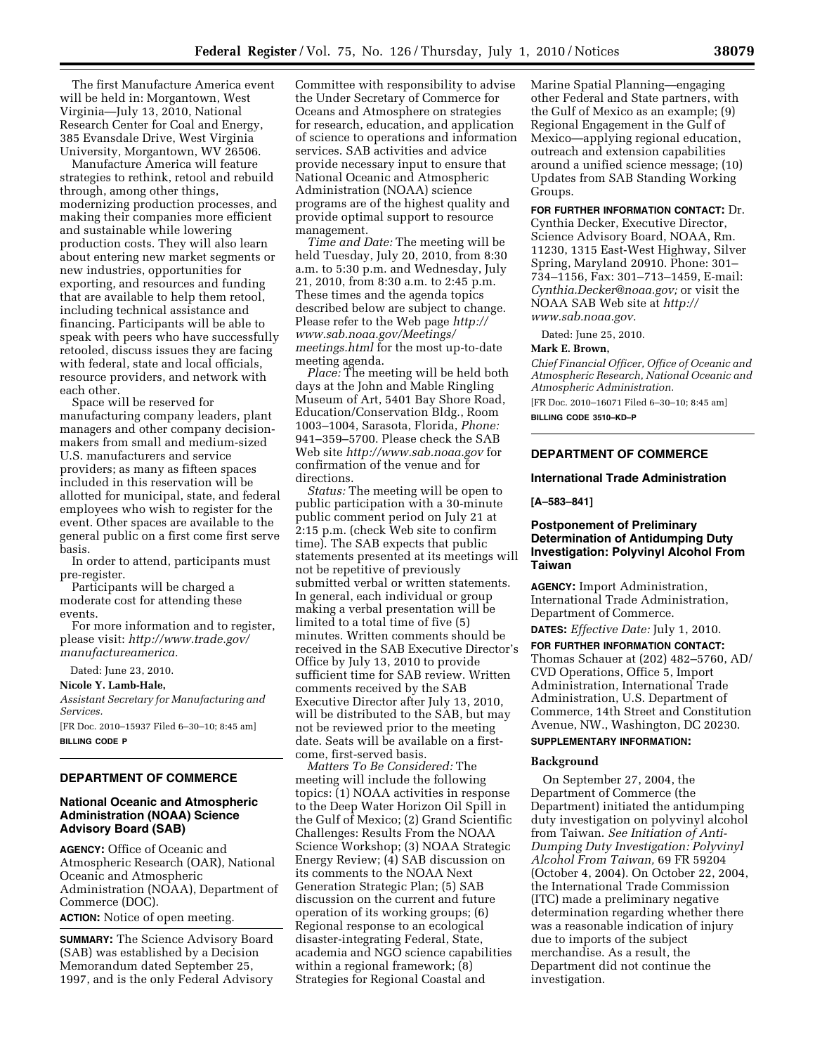The first Manufacture America event will be held in: Morgantown, West Virginia—July 13, 2010, National Research Center for Coal and Energy, 385 Evansdale Drive, West Virginia University, Morgantown, WV 26506.

Manufacture America will feature strategies to rethink, retool and rebuild through, among other things, modernizing production processes, and making their companies more efficient and sustainable while lowering production costs. They will also learn about entering new market segments or new industries, opportunities for exporting, and resources and funding that are available to help them retool, including technical assistance and financing. Participants will be able to speak with peers who have successfully retooled, discuss issues they are facing with federal, state and local officials, resource providers, and network with each other.

Space will be reserved for manufacturing company leaders, plant managers and other company decision-makers from small and medium-sized U.S. manufacturers and service providers; as many as fifteen spaces included in this reservation will be allotted for municipal, state, and federal employees who wish to register for the event. Other spaces are available to the general public on a first come first serve basis.

In order to attend, participants must pre-register.

Participants will be charged a moderate cost for attending these events.

For more information and to register, please visit: *http://www.trade.gov/manufactureamerica.*

Dated: June 23, 2010.

**Nicole Y. Lamb-Hale,**

*Assistant Secretary for Manufacturing and Services.*

[FR Doc. 2010–15937 Filed 6–30–10; 8:45 am]

**BILLING CODE P**

## DEPARTMENT OF COMMERCE

### National Oceanic and Atmospheric Administration (NOAA) Science Advisory Board (SAB)

**AGENCY:** Office of Oceanic and Atmospheric Research (OAR), National Oceanic and Atmospheric Administration (NOAA), Department of Commerce (DOC).

**ACTION:** Notice of open meeting.

**SUMMARY:** The Science Advisory Board (SAB) was established by a Decision Memorandum dated September 25, 1997, and is the only Federal Advisory Committee with responsibility to advise the Under Secretary of Commerce for Oceans and Atmosphere on strategies for research, education, and application of science to operations and information services. SAB activities and advice provide necessary input to ensure that National Oceanic and Atmospheric Administration (NOAA) science programs are of the highest quality and provide optimal support to resource management.

*Time and Date:* The meeting will be held Tuesday, July 20, 2010, from 8:30 a.m. to 5:30 p.m. and Wednesday, July 21, 2010, from 8:30 a.m. to 2:45 p.m. These times and the agenda topics described below are subject to change. Please refer to the Web page *http://www.sab.noaa.gov/Meetings/meetings.html* for the most up-to-date meeting agenda.

*Place:* The meeting will be held both days at the John and Mable Ringling Museum of Art, 5401 Bay Shore Road, Education/Conservation Bldg., Room 1003–1004, Sarasota, Florida, *Phone:* 941–359–5700. Please check the SAB Web site *http://www.sab.noaa.gov* for confirmation of the venue and for directions.

*Status:* The meeting will be open to public participation with a 30-minute public comment period on July 21 at 2:15 p.m. (check Web site to confirm time). The SAB expects that public statements presented at its meetings will not be repetitive of previously submitted verbal or written statements. In general, each individual or group making a verbal presentation will be limited to a total time of five (5) minutes. Written comments should be received in the SAB Executive Director's Office by July 13, 2010 to provide sufficient time for SAB review. Written comments received by the SAB Executive Director after July 13, 2010, will be distributed to the SAB, but may not be reviewed prior to the meeting date. Seats will be available on a first-come, first-served basis.

*Matters To Be Considered:* The meeting will include the following topics: (1) NOAA activities in response to the Deep Water Horizon Oil Spill in the Gulf of Mexico; (2) Grand Scientific Challenges: Results From the NOAA Science Workshop; (3) NOAA Strategic Energy Review; (4) SAB discussion on its comments to the NOAA Next Generation Strategic Plan; (5) SAB discussion on the current and future operation of its working groups; (6) Regional response to an ecological disaster-integrating Federal, State, academia and NGO science capabilities within a regional framework; (8) Strategies for Regional Coastal and Marine Spatial Planning—engaging other Federal and State partners, with the Gulf of Mexico as an example; (9) Regional Engagement in the Gulf of Mexico—applying regional education, outreach and extension capabilities around a unified science message; (10) Updates from SAB Standing Working Groups.

**FOR FURTHER INFORMATION CONTACT:** Dr. Cynthia Decker, Executive Director, Science Advisory Board, NOAA, Rm. 11230, 1315 East-West Highway, Silver Spring, Maryland 20910. Phone: 301–734–1156, Fax: 301–713–1459, E-mail: *Cynthia.Decker@noaa.gov;* or visit the NOAA SAB Web site at *http://www.sab.noaa.gov.*

Dated: June 25, 2010.

**Mark E. Brown,**

*Chief Financial Officer, Office of Oceanic and Atmospheric Research, National Oceanic and Atmospheric Administration.*

[FR Doc. 2010–16071 Filed 6–30–10; 8:45 am]

**BILLING CODE 3510–KD–P**

## DEPARTMENT OF COMMERCE

### International Trade Administration

**[A–583–841]**

### Postponement of Preliminary Determination of Antidumping Duty Investigation: Polyvinyl Alcohol From Taiwan

**AGENCY:** Import Administration, International Trade Administration, Department of Commerce.

**DATES:** *Effective Date:* July 1, 2010.

**FOR FURTHER INFORMATION CONTACT:** Thomas Schauer at (202) 482–5760, AD/CVD Operations, Office 5, Import Administration, International Trade Administration, U.S. Department of Commerce, 14th Street and Constitution Avenue, NW., Washington, DC 20230.

**SUPPLEMENTARY INFORMATION:**

#### Background

On September 27, 2004, the Department of Commerce (the Department) initiated the antidumping duty investigation on polyvinyl alcohol from Taiwan. *See Initiation of Anti-Dumping Duty Investigation: Polyvinyl Alcohol From Taiwan,* 69 FR 59204 (October 4, 2004). On October 22, 2004, the International Trade Commission (ITC) made a preliminary negative determination regarding whether there was a reasonable indication of injury due to imports of the subject merchandise. As a result, the Department did not continue the investigation.